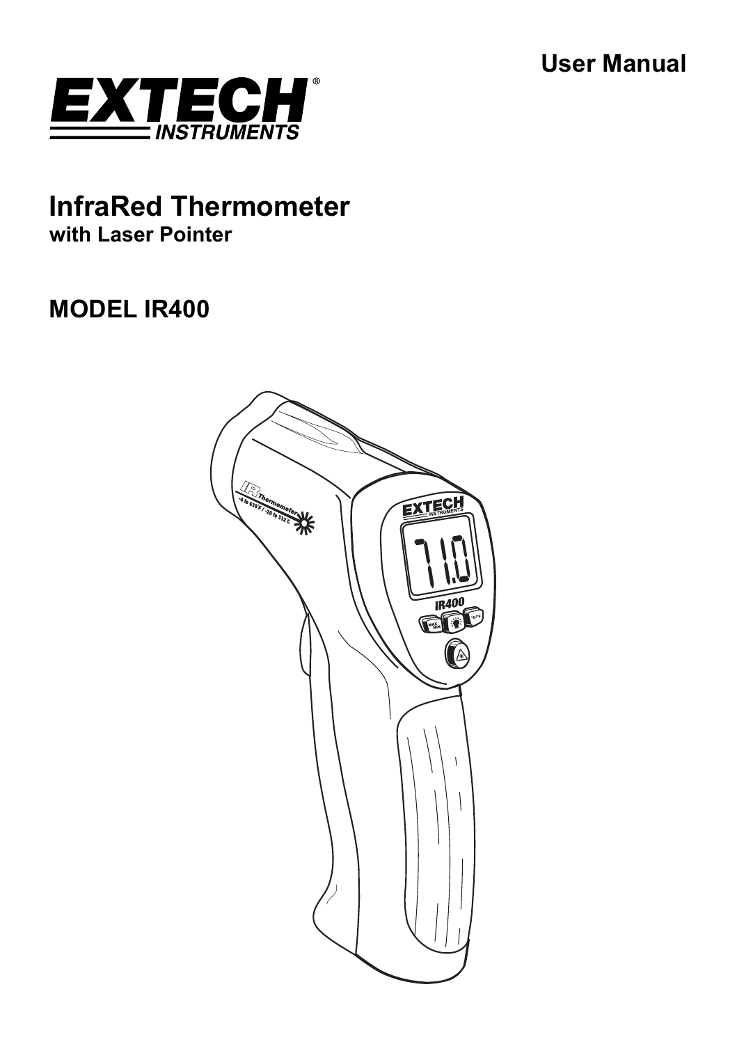User Manual

EXTECH INSTRUMENTS

# InfraRed Thermometer

### with Laser Pointer

## MODEL IR400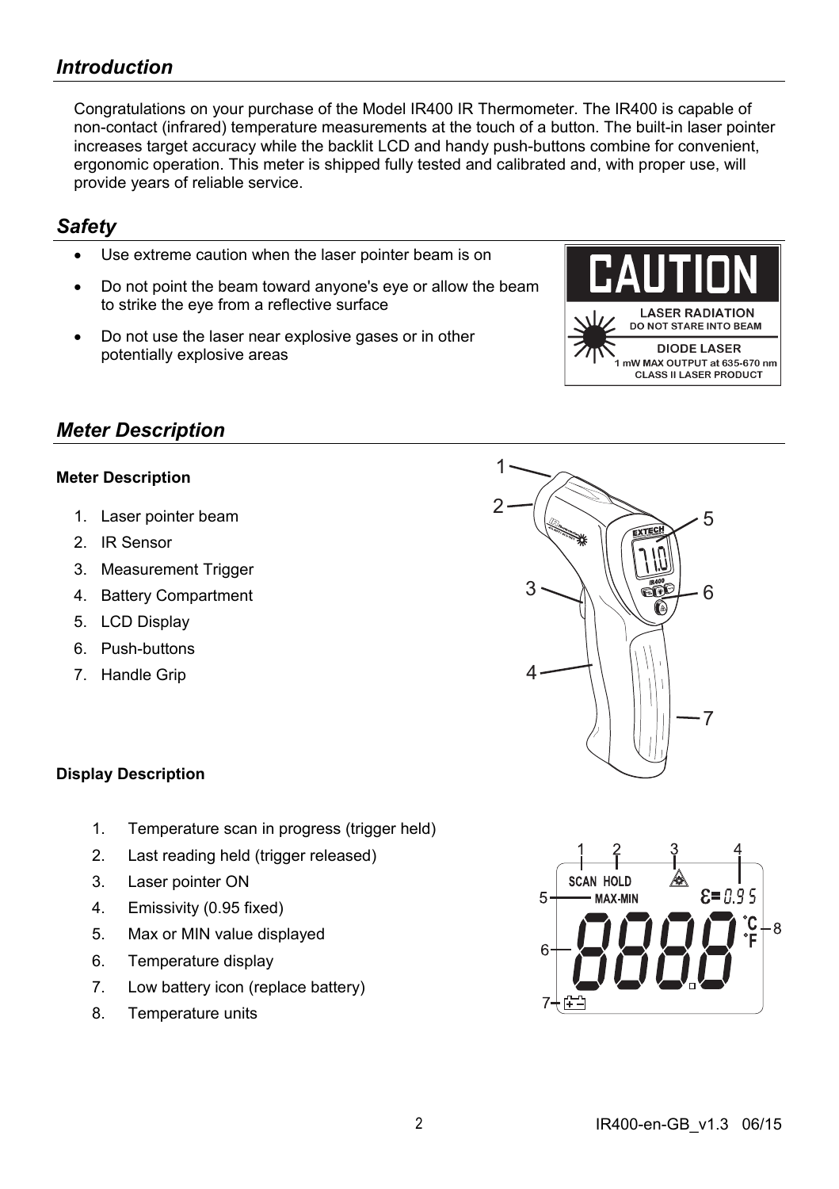## *Introduction*

Congratulations on your purchase of the Model IR400 IR Thermometer. The IR400 is capable of non-contact (infrared) temperature measurements at the touch of a button. The built-in laser pointer increases target accuracy while the backlit LCD and handy push-buttons combine for convenient, ergonomic operation. This meter is shipped fully tested and calibrated and, with proper use, will provide years of reliable service.

## *Safety*

- Use extreme caution when the laser pointer beam is on
- Do not point the beam toward anyone's eye or allow the beam to strike the eye from a reflective surface
- Do not use the laser near explosive gases or in other potentially explosive areas

**CAUTION**
LASER RADIATION
DO NOT STARE INTO BEAM
DIODE LASER
1 mW MAX OUTPUT at 635-670 nm
CLASS II LASER PRODUCT

## *Meter Description*

**Meter Description**

1. Laser pointer beam
2. IR Sensor
3. Measurement Trigger
4. Battery Compartment
5. LCD Display
6. Push-buttons
7. Handle Grip

**Display Description**

1. Temperature scan in progress (trigger held)
2. Last reading held (trigger released)
3. Laser pointer ON
4. Emissivity (0.95 fixed)
5. Max or MIN value displayed
6. Temperature display
7. Low battery icon (replace battery)
8. Temperature units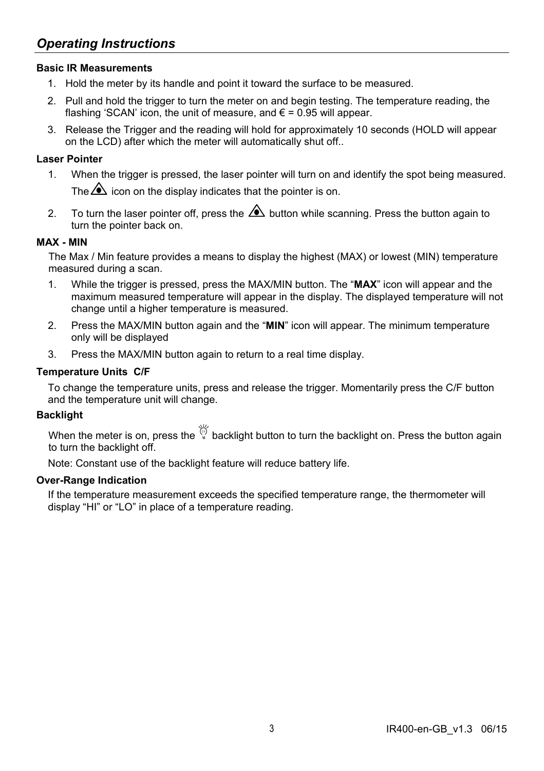## *Operating Instructions*

**Basic IR Measurements**

1. Hold the meter by its handle and point it toward the surface to be measured.
2. Pull and hold the trigger to turn the meter on and begin testing. The temperature reading, the flashing 'SCAN' icon, the unit of measure, and € = 0.95 will appear.
3. Release the Trigger and the reading will hold for approximately 10 seconds (HOLD will appear on the LCD) after which the meter will automatically shut off..

**Laser Pointer**

1. When the trigger is pressed, the laser pointer will turn on and identify the spot being measured. The ⚠ icon on the display indicates that the pointer is on.
2. To turn the laser pointer off, press the ⚠ button while scanning. Press the button again to turn the pointer back on.

**MAX - MIN**

The Max / Min feature provides a means to display the highest (MAX) or lowest (MIN) temperature measured during a scan.

1. While the trigger is pressed, press the MAX/MIN button. The "**MAX**" icon will appear and the maximum measured temperature will appear in the display. The displayed temperature will not change until a higher temperature is measured.
2. Press the MAX/MIN button again and the "**MIN**" icon will appear. The minimum temperature only will be displayed
3. Press the MAX/MIN button again to return to a real time display.

**Temperature Units C/F**

To change the temperature units, press and release the trigger. Momentarily press the C/F button and the temperature unit will change.

**Backlight**

When the meter is on, press the 💡 backlight button to turn the backlight on. Press the button again to turn the backlight off.

Note: Constant use of the backlight feature will reduce battery life.

**Over-Range Indication**

If the temperature measurement exceeds the specified temperature range, the thermometer will display "HI" or "LO" in place of a temperature reading.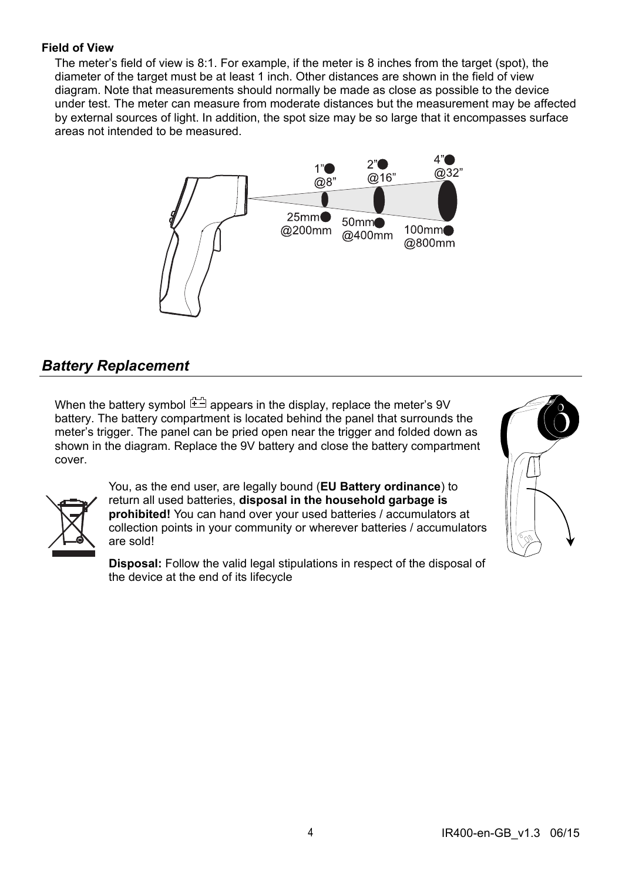**Field of View**

The meter's field of view is 8:1. For example, if the meter is 8 inches from the target (spot), the diameter of the target must be at least 1 inch. Other distances are shown in the field of view diagram. Note that measurements should normally be made as close as possible to the device under test. The meter can measure from moderate distances but the measurement may be affected by external sources of light. In addition, the spot size may be so large that it encompasses surface areas not intended to be measured.

1" @8" 2" @16" 4" @32"
25mm @200mm 50mm @400mm 100mm @800mm

## *Battery Replacement*

When the battery symbol appears in the display, replace the meter's 9V battery. The battery compartment is located behind the panel that surrounds the meter's trigger. The panel can be pried open near the trigger and folded down as shown in the diagram. Replace the 9V battery and close the battery compartment cover.

You, as the end user, are legally bound (**EU Battery ordinance**) to return all used batteries, **disposal in the household garbage is prohibited!** You can hand over your used batteries / accumulators at collection points in your community or wherever batteries / accumulators are sold!

**Disposal:** Follow the valid legal stipulations in respect of the disposal of the device at the end of its lifecycle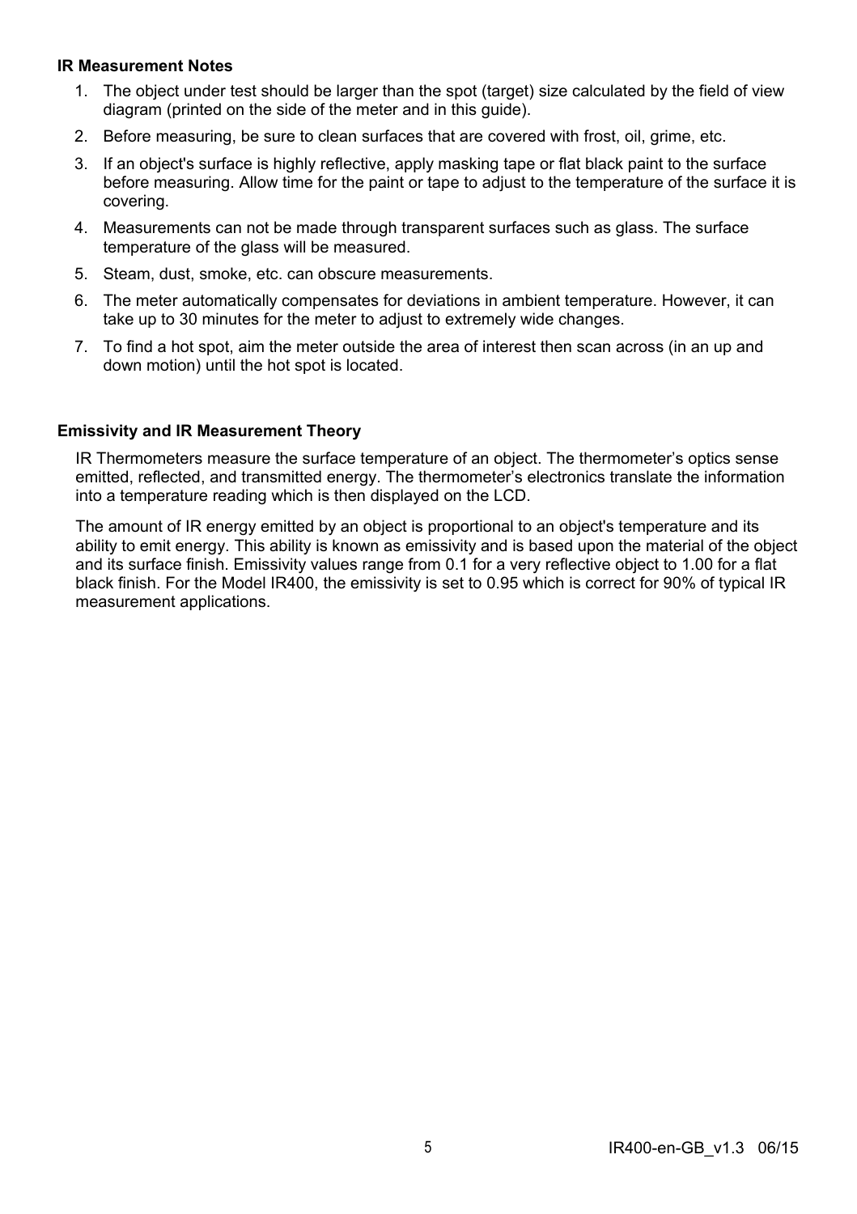### IR Measurement Notes

1. The object under test should be larger than the spot (target) size calculated by the field of view diagram (printed on the side of the meter and in this guide).
2. Before measuring, be sure to clean surfaces that are covered with frost, oil, grime, etc.
3. If an object's surface is highly reflective, apply masking tape or flat black paint to the surface before measuring. Allow time for the paint or tape to adjust to the temperature of the surface it is covering.
4. Measurements can not be made through transparent surfaces such as glass. The surface temperature of the glass will be measured.
5. Steam, dust, smoke, etc. can obscure measurements.
6. The meter automatically compensates for deviations in ambient temperature. However, it can take up to 30 minutes for the meter to adjust to extremely wide changes.
7. To find a hot spot, aim the meter outside the area of interest then scan across (in an up and down motion) until the hot spot is located.

### Emissivity and IR Measurement Theory

IR Thermometers measure the surface temperature of an object. The thermometer's optics sense emitted, reflected, and transmitted energy. The thermometer's electronics translate the information into a temperature reading which is then displayed on the LCD.

The amount of IR energy emitted by an object is proportional to an object's temperature and its ability to emit energy. This ability is known as emissivity and is based upon the material of the object and its surface finish. Emissivity values range from 0.1 for a very reflective object to 1.00 for a flat black finish. For the Model IR400, the emissivity is set to 0.95 which is correct for 90% of typical IR measurement applications.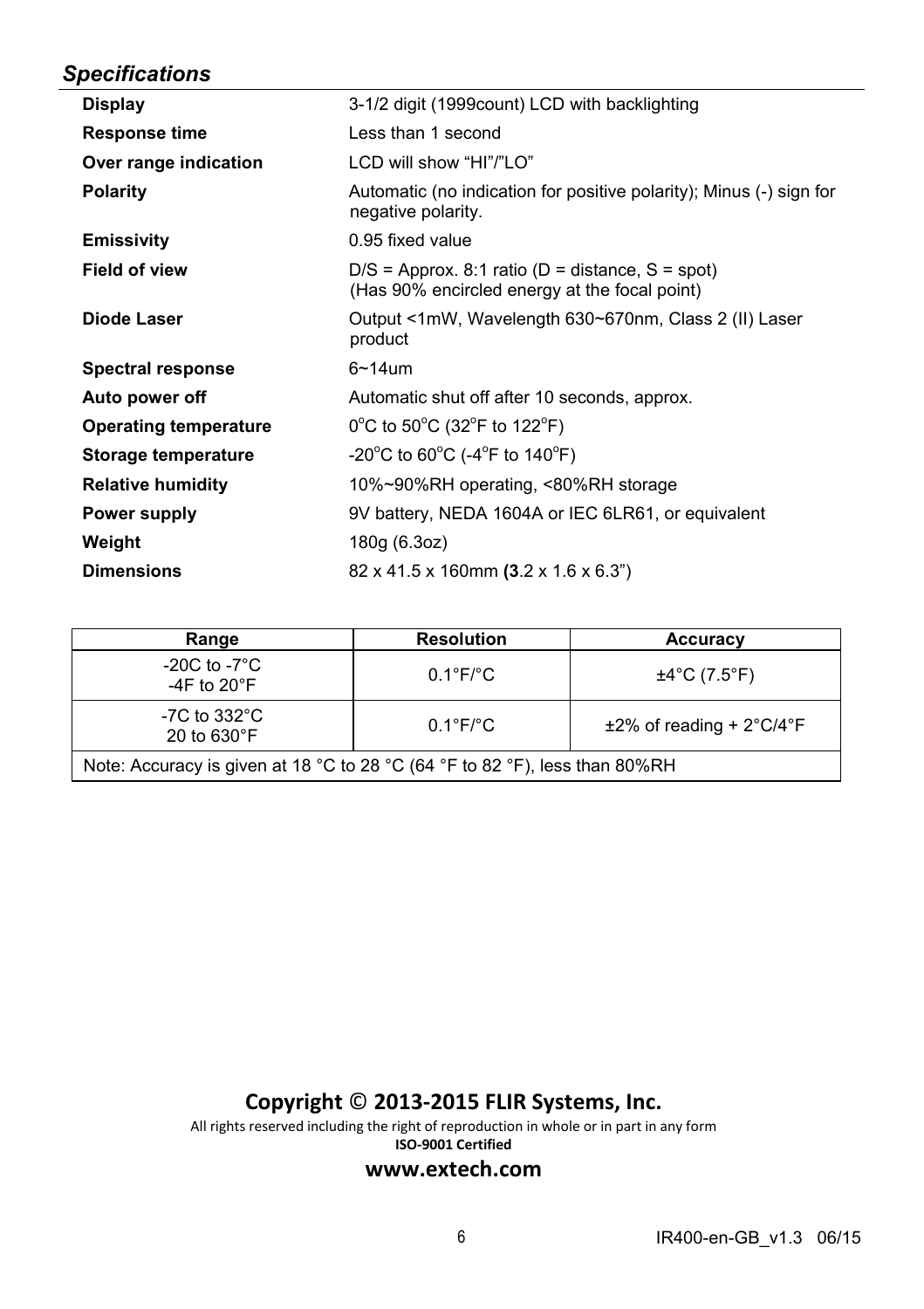## *Specifications*

| | |
|---|---|
| **Display** | 3-1/2 digit (1999count) LCD with backlighting |
| **Response time** | Less than 1 second |
| **Over range indication** | LCD will show “HI”/”LO” |
| **Polarity** | Automatic (no indication for positive polarity); Minus (-) sign for negative polarity. |
| **Emissivity** | 0.95 fixed value |
| **Field of view** | D/S = Approx. 8:1 ratio (D = distance, S = spot) (Has 90% encircled energy at the focal point) |
| **Diode Laser** | Output <1mW, Wavelength 630~670nm, Class 2 (II) Laser product |
| **Spectral response** | 6~14um |
| **Auto power off** | Automatic shut off after 10 seconds, approx. |
| **Operating temperature** | 0°C to 50°C (32°F to 122°F) |
| **Storage temperature** | -20°C to 60°C (-4°F to 140°F) |
| **Relative humidity** | 10%~90%RH operating, <80%RH storage |
| **Power supply** | 9V battery, NEDA 1604A or IEC 6LR61, or equivalent |
| **Weight** | 180g (6.3oz) |
| **Dimensions** | 82 x 41.5 x 160mm **(3**.2 x 1.6 x 6.3”) |

| Range | Resolution | Accuracy |
|---|---|---|
| -20C to -7°C<br>-4F to 20°F | 0.1°F/°C | ±4°C (7.5°F) |
| -7C to 332°C<br>20 to 630°F | 0.1°F/°C | ±2% of reading + 2°C/4°F |
| Note: Accuracy is given at 18 °C to 28 °C (64 °F to 82 °F), less than 80%RH | | |

**Copyright © 2013-2015 FLIR Systems, Inc.**

All rights reserved including the right of reproduction in whole or in part in any form

**ISO-9001 Certified**

**www.extech.com**

IR400-en-GB_v1.3 06/15